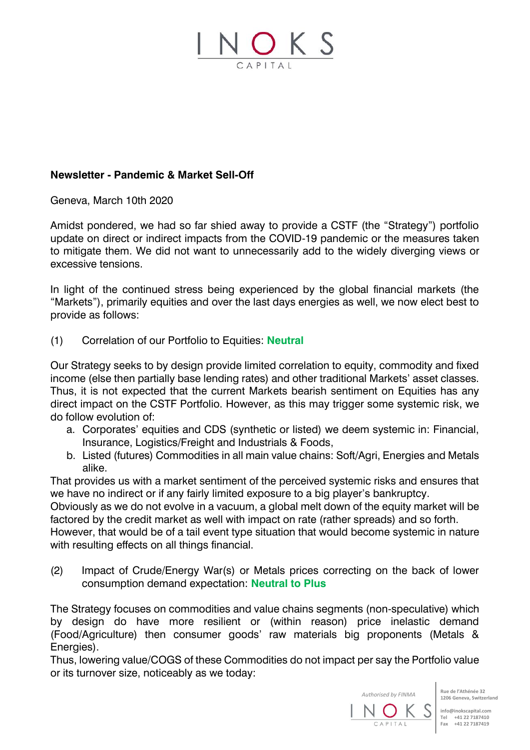**Newsletter - Pandemic & Market Sell-Off**

Geneva, March 10th 2020

Amidst pondered, we had so far shied away to provide a CSTF (the "Strategy") portfolio update on direct or indirect impacts from the COVID-19 pandemic or the measures taken to mitigate them. We did not want to unnecessarily add to the widely diverging views or excessive tensions.

In light of the continued stress being experienced by the global financial markets (the "Markets"), primarily equities and over the last days energies as well, we now elect best to provide as follows:

(1) Correlation of our Portfolio to Equities: **Neutral**

Our Strategy seeks to by design provide limited correlation to equity, commodity and fixed income (else then partially base lending rates) and other traditional Markets' asset classes. Thus, it is not expected that the current Markets bearish sentiment on Equities has any direct impact on the CSTF Portfolio. However, as this may trigger some systemic risk, we do follow evolution of:

a. Corporates' equities and CDS (synthetic or listed) we deem systemic in: Financial, Insurance, Logistics/Freight and Industrials & Foods,
b. Listed (futures) Commodities in all main value chains: Soft/Agri, Energies and Metals alike.

That provides us with a market sentiment of the perceived systemic risks and ensures that we have no indirect or if any fairly limited exposure to a big player's bankruptcy.
Obviously as we do not evolve in a vacuum, a global melt down of the equity market will be factored by the credit market as well with impact on rate (rather spreads) and so forth.
However, that would be of a tail event type situation that would become systemic in nature with resulting effects on all things financial.

(2) Impact of Crude/Energy War(s) or Metals prices correcting on the back of lower consumption demand expectation: **Neutral to Plus**

The Strategy focuses on commodities and value chains segments (non-speculative) which by design do have more resilient or (within reason) price inelastic demand (Food/Agriculture) then consumer goods' raw materials big proponents (Metals & Energies).
Thus, lowering value/COGS of these Commodities do not impact per say the Portfolio value or its turnover size, noticeably as we today: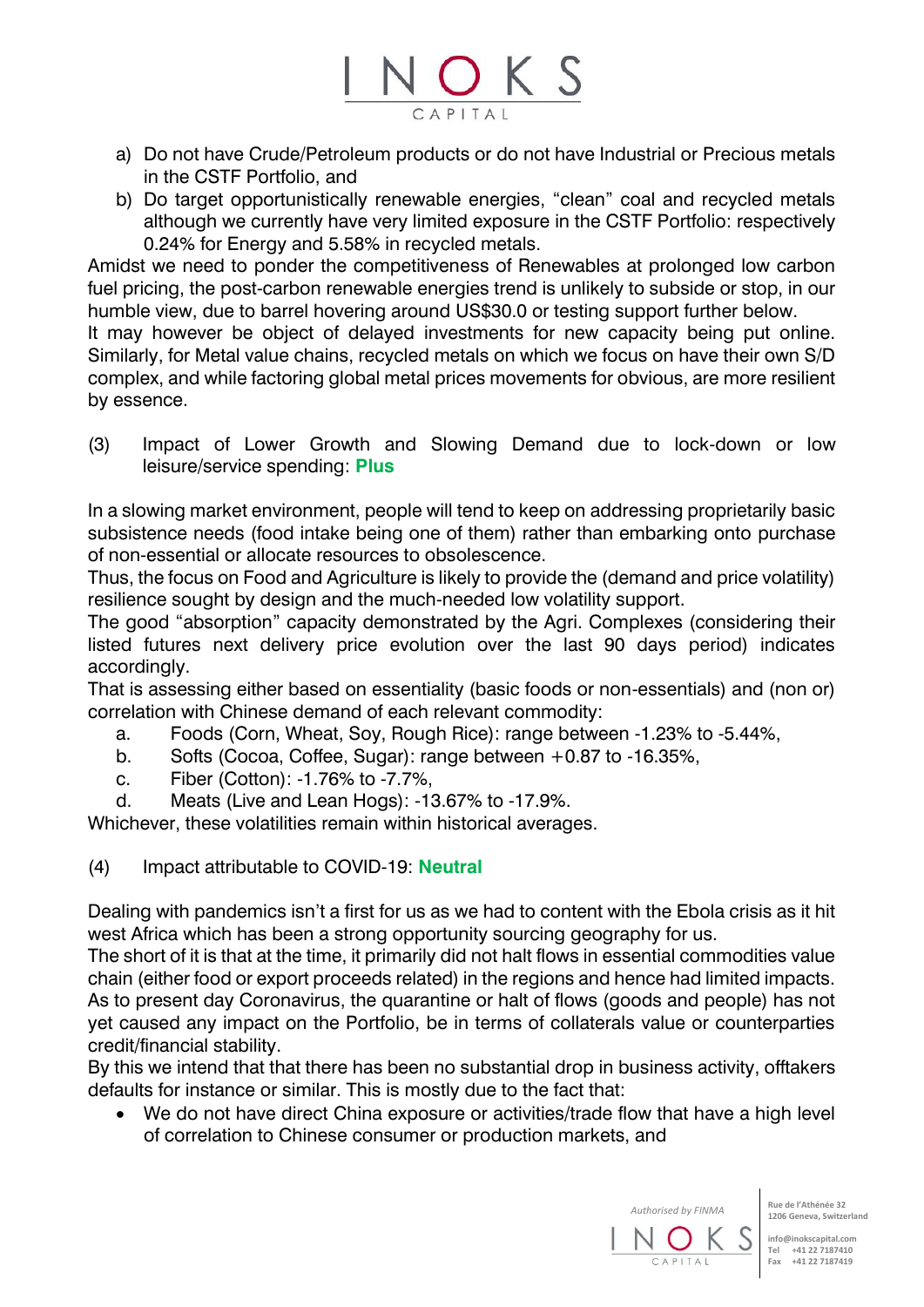a) Do not have Crude/Petroleum products or do not have Industrial or Precious metals in the CSTF Portfolio, and
b) Do target opportunistically renewable energies, "clean" coal and recycled metals although we currently have very limited exposure in the CSTF Portfolio: respectively 0.24% for Energy and 5.58% in recycled metals.

Amidst we need to ponder the competitiveness of Renewables at prolonged low carbon fuel pricing, the post-carbon renewable energies trend is unlikely to subside or stop, in our humble view, due to barrel hovering around US$30.0 or testing support further below.
It may however be object of delayed investments for new capacity being put online. Similarly, for Metal value chains, recycled metals on which we focus on have their own S/D complex, and while factoring global metal prices movements for obvious, are more resilient by essence.

(3) Impact of Lower Growth and Slowing Demand due to lock-down or low leisure/service spending: **Plus**

In a slowing market environment, people will tend to keep on addressing proprietarily basic subsistence needs (food intake being one of them) rather than embarking onto purchase of non-essential or allocate resources to obsolescence.
Thus, the focus on Food and Agriculture is likely to provide the (demand and price volatility) resilience sought by design and the much-needed low volatility support.
The good "absorption" capacity demonstrated by the Agri. Complexes (considering their listed futures next delivery price evolution over the last 90 days period) indicates accordingly.
That is assessing either based on essentiality (basic foods or non-essentials) and (non or) correlation with Chinese demand of each relevant commodity:

a. Foods (Corn, Wheat, Soy, Rough Rice): range between -1.23% to -5.44%,
b. Softs (Cocoa, Coffee, Sugar): range between +0.87 to -16.35%,
c. Fiber (Cotton): -1.76% to -7.7%,
d. Meats (Live and Lean Hogs): -13.67% to -17.9%.

Whichever, these volatilities remain within historical averages.

(4) Impact attributable to COVID-19: **Neutral**

Dealing with pandemics isn't a first for us as we had to content with the Ebola crisis as it hit west Africa which has been a strong opportunity sourcing geography for us.
The short of it is that at the time, it primarily did not halt flows in essential commodities value chain (either food or export proceeds related) in the regions and hence had limited impacts.
As to present day Coronavirus, the quarantine or halt of flows (goods and people) has not yet caused any impact on the Portfolio, be in terms of collaterals value or counterparties credit/financial stability.
By this we intend that that there has been no substantial drop in business activity, offtakers defaults for instance or similar. This is mostly due to the fact that:

- We do not have direct China exposure or activities/trade flow that have a high level of correlation to Chinese consumer or production markets, and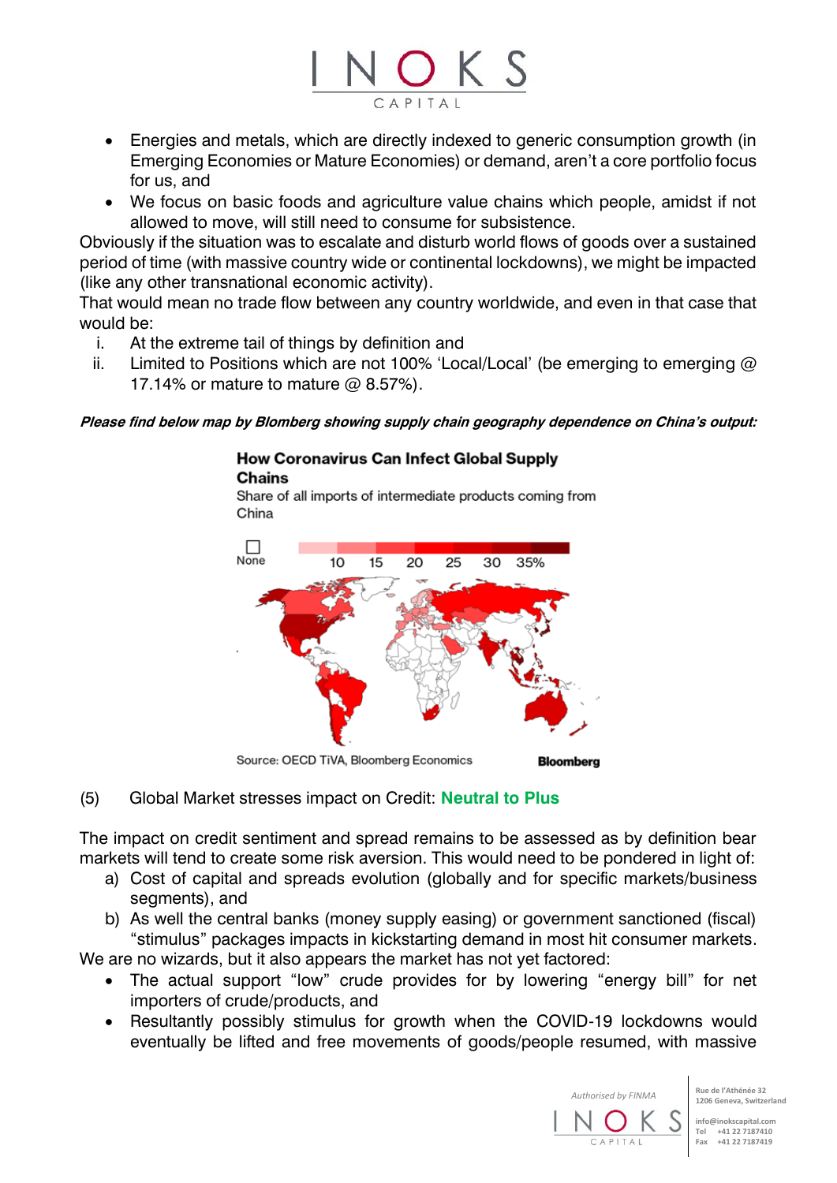- Energies and metals, which are directly indexed to generic consumption growth (in Emerging Economies or Mature Economies) or demand, aren't a core portfolio focus for us, and
- We focus on basic foods and agriculture value chains which people, amidst if not allowed to move, will still need to consume for subsistence.

Obviously if the situation was to escalate and disturb world flows of goods over a sustained period of time (with massive country wide or continental lockdowns), we might be impacted (like any other transnational economic activity).

That would mean no trade flow between any country worldwide, and even in that case that would be:

i. At the extreme tail of things by definition and
ii. Limited to Positions which are not 100% 'Local/Local' (be emerging to emerging @ 17.14% or mature to mature @ 8.57%).

***Please find below map by Blomberg showing supply chain geography dependence on China's output:***

**How Coronavirus Can Infect Global Supply Chains**

Share of all imports of intermediate products coming from China

None 10 15 20 25 30 35%

Source: OECD TiVA, Bloomberg Economics — Bloomberg

(5) Global Market stresses impact on Credit: **Neutral to Plus**

The impact on credit sentiment and spread remains to be assessed as by definition bear markets will tend to create some risk aversion. This would need to be pondered in light of:

a) Cost of capital and spreads evolution (globally and for specific markets/business segments), and
b) As well the central banks (money supply easing) or government sanctioned (fiscal) "stimulus" packages impacts in kickstarting demand in most hit consumer markets.

We are no wizards, but it also appears the market has not yet factored:

- The actual support "low" crude provides for by lowering "energy bill" for net importers of crude/products, and
- Resultantly possibly stimulus for growth when the COVID-19 lockdowns would eventually be lifted and free movements of goods/people resumed, with massive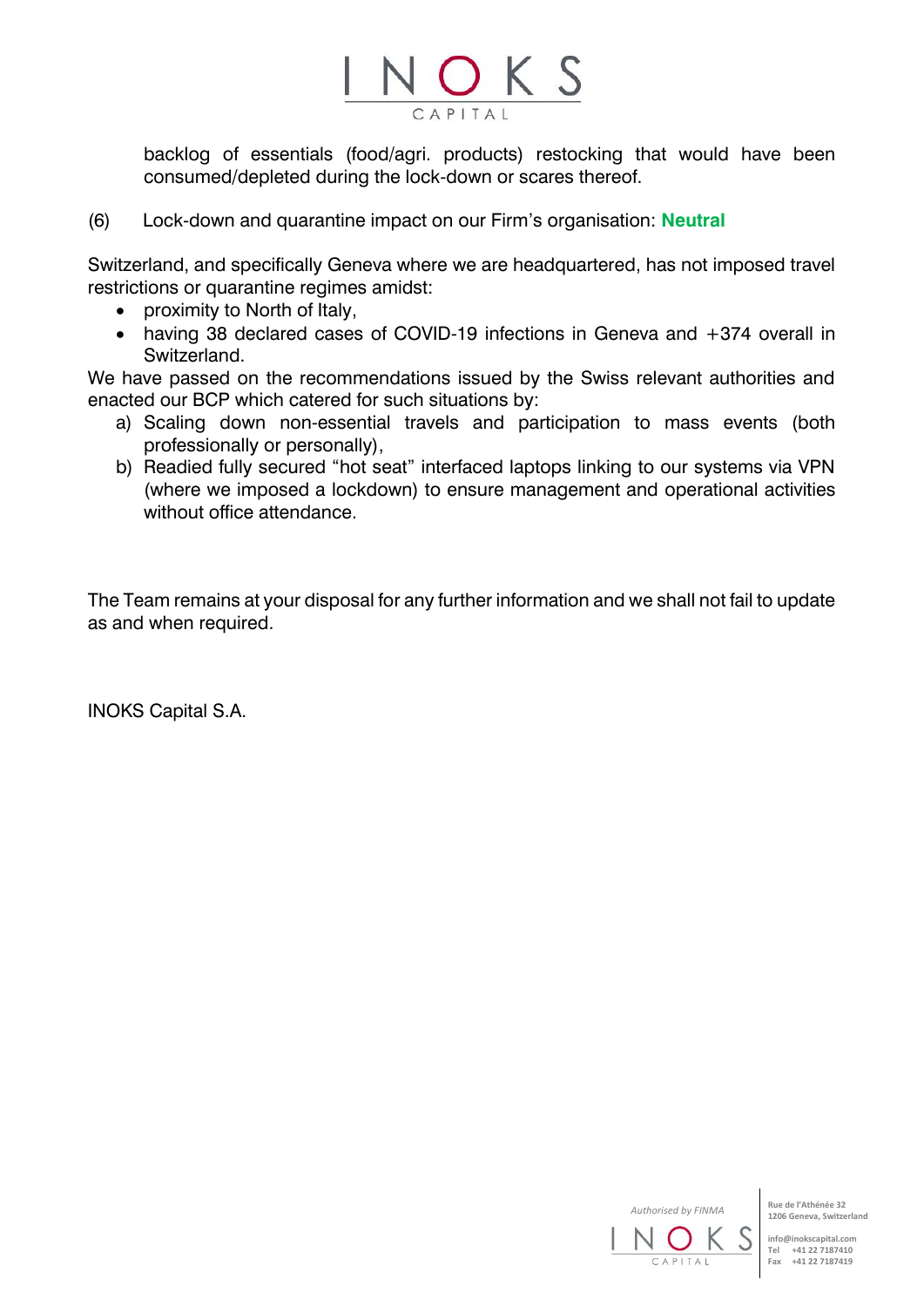backlog of essentials (food/agri. products) restocking that would have been consumed/depleted during the lock-down or scares thereof.

(6) Lock-down and quarantine impact on our Firm's organisation: **Neutral**

Switzerland, and specifically Geneva where we are headquartered, has not imposed travel restrictions or quarantine regimes amidst:

- proximity to North of Italy,
- having 38 declared cases of COVID-19 infections in Geneva and +374 overall in Switzerland.

We have passed on the recommendations issued by the Swiss relevant authorities and enacted our BCP which catered for such situations by:

a) Scaling down non-essential travels and participation to mass events (both professionally or personally),
b) Readied fully secured "hot seat" interfaced laptops linking to our systems via VPN (where we imposed a lockdown) to ensure management and operational activities without office attendance.

The Team remains at your disposal for any further information and we shall not fail to update as and when required.

INOKS Capital S.A.